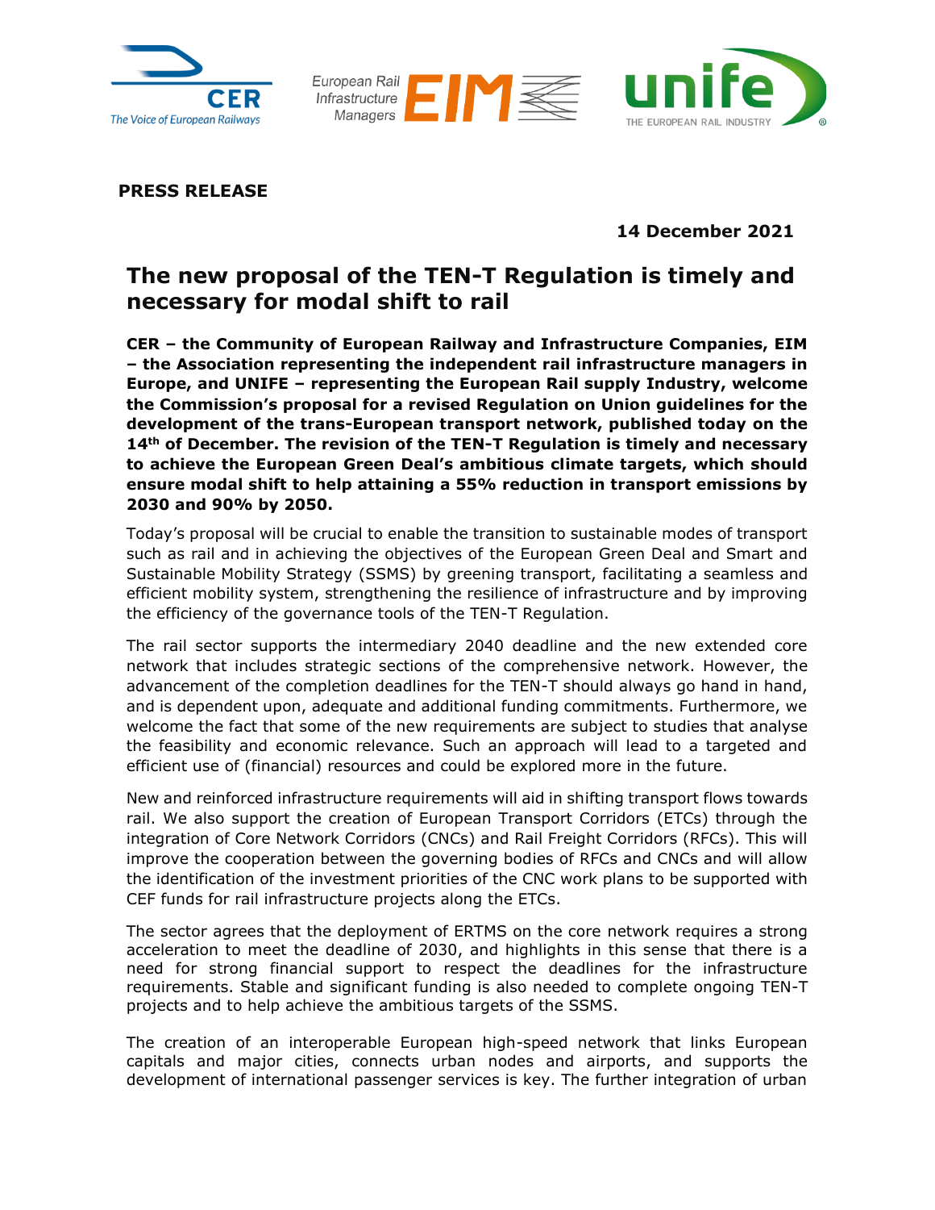**PRESS RELEASE**

**14 December 2021**

# The new proposal of the TEN-T Regulation is timely and necessary for modal shift to rail

**CER – the Community of European Railway and Infrastructure Companies, EIM – the Association representing the independent rail infrastructure managers in Europe, and UNIFE – representing the European Rail supply Industry, welcome the Commission's proposal for a revised Regulation on Union guidelines for the development of the trans-European transport network, published today on the 14th of December. The revision of the TEN-T Regulation is timely and necessary to achieve the European Green Deal's ambitious climate targets, which should ensure modal shift to help attaining a 55% reduction in transport emissions by 2030 and 90% by 2050.**

Today's proposal will be crucial to enable the transition to sustainable modes of transport such as rail and in achieving the objectives of the European Green Deal and Smart and Sustainable Mobility Strategy (SSMS) by greening transport, facilitating a seamless and efficient mobility system, strengthening the resilience of infrastructure and by improving the efficiency of the governance tools of the TEN-T Regulation.

The rail sector supports the intermediary 2040 deadline and the new extended core network that includes strategic sections of the comprehensive network. However, the advancement of the completion deadlines for the TEN-T should always go hand in hand, and is dependent upon, adequate and additional funding commitments. Furthermore, we welcome the fact that some of the new requirements are subject to studies that analyse the feasibility and economic relevance. Such an approach will lead to a targeted and efficient use of (financial) resources and could be explored more in the future.

New and reinforced infrastructure requirements will aid in shifting transport flows towards rail. We also support the creation of European Transport Corridors (ETCs) through the integration of Core Network Corridors (CNCs) and Rail Freight Corridors (RFCs). This will improve the cooperation between the governing bodies of RFCs and CNCs and will allow the identification of the investment priorities of the CNC work plans to be supported with CEF funds for rail infrastructure projects along the ETCs.

The sector agrees that the deployment of ERTMS on the core network requires a strong acceleration to meet the deadline of 2030, and highlights in this sense that there is a need for strong financial support to respect the deadlines for the infrastructure requirements. Stable and significant funding is also needed to complete ongoing TEN-T projects and to help achieve the ambitious targets of the SSMS.

The creation of an interoperable European high-speed network that links European capitals and major cities, connects urban nodes and airports, and supports the development of international passenger services is key. The further integration of urban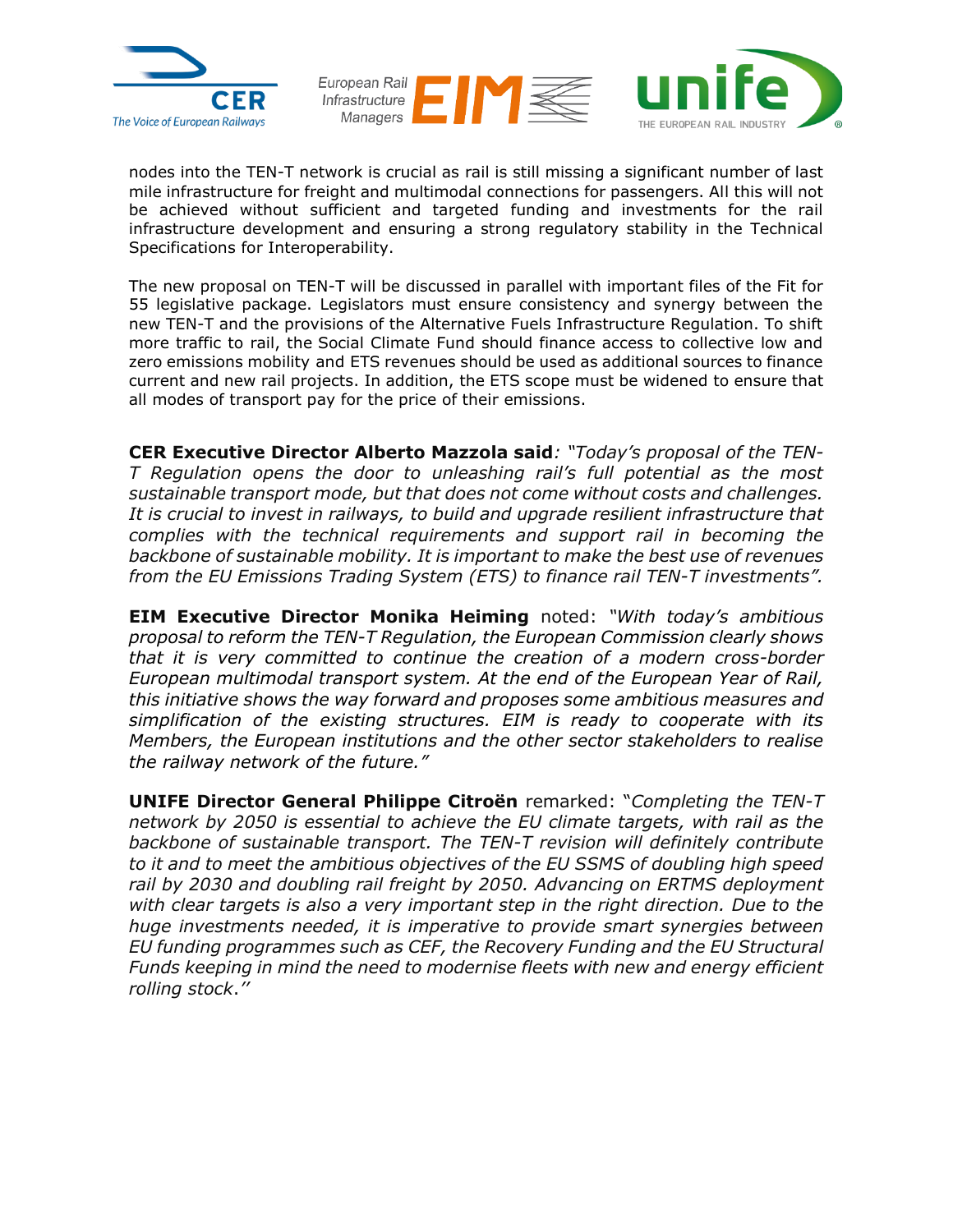nodes into the TEN-T network is crucial as rail is still missing a significant number of last mile infrastructure for freight and multimodal connections for passengers. All this will not be achieved without sufficient and targeted funding and investments for the rail infrastructure development and ensuring a strong regulatory stability in the Technical Specifications for Interoperability.

The new proposal on TEN-T will be discussed in parallel with important files of the Fit for 55 legislative package. Legislators must ensure consistency and synergy between the new TEN-T and the provisions of the Alternative Fuels Infrastructure Regulation. To shift more traffic to rail, the Social Climate Fund should finance access to collective low and zero emissions mobility and ETS revenues should be used as additional sources to finance current and new rail projects. In addition, the ETS scope must be widened to ensure that all modes of transport pay for the price of their emissions.

**CER Executive Director Alberto Mazzola said***: "Today's proposal of the TEN-T Regulation opens the door to unleashing rail's full potential as the most sustainable transport mode, but that does not come without costs and challenges. It is crucial to invest in railways, to build and upgrade resilient infrastructure that complies with the technical requirements and support rail in becoming the backbone of sustainable mobility. It is important to make the best use of revenues from the EU Emissions Trading System (ETS) to finance rail TEN-T investments".*

**EIM Executive Director Monika Heiming** noted: *"With today's ambitious proposal to reform the TEN-T Regulation, the European Commission clearly shows that it is very committed to continue the creation of a modern cross-border European multimodal transport system. At the end of the European Year of Rail, this initiative shows the way forward and proposes some ambitious measures and simplification of the existing structures. EIM is ready to cooperate with its Members, the European institutions and the other sector stakeholders to realise the railway network of the future."*

**UNIFE Director General Philippe Citroën** remarked: "*Completing the TEN-T network by 2050 is essential to achieve the EU climate targets, with rail as the backbone of sustainable transport. The TEN-T revision will definitely contribute to it and to meet the ambitious objectives of the EU SSMS of doubling high speed rail by 2030 and doubling rail freight by 2050. Advancing on ERTMS deployment with clear targets is also a very important step in the right direction. Due to the huge investments needed, it is imperative to provide smart synergies between EU funding programmes such as CEF, the Recovery Funding and the EU Structural Funds keeping in mind the need to modernise fleets with new and energy efficient rolling stock*."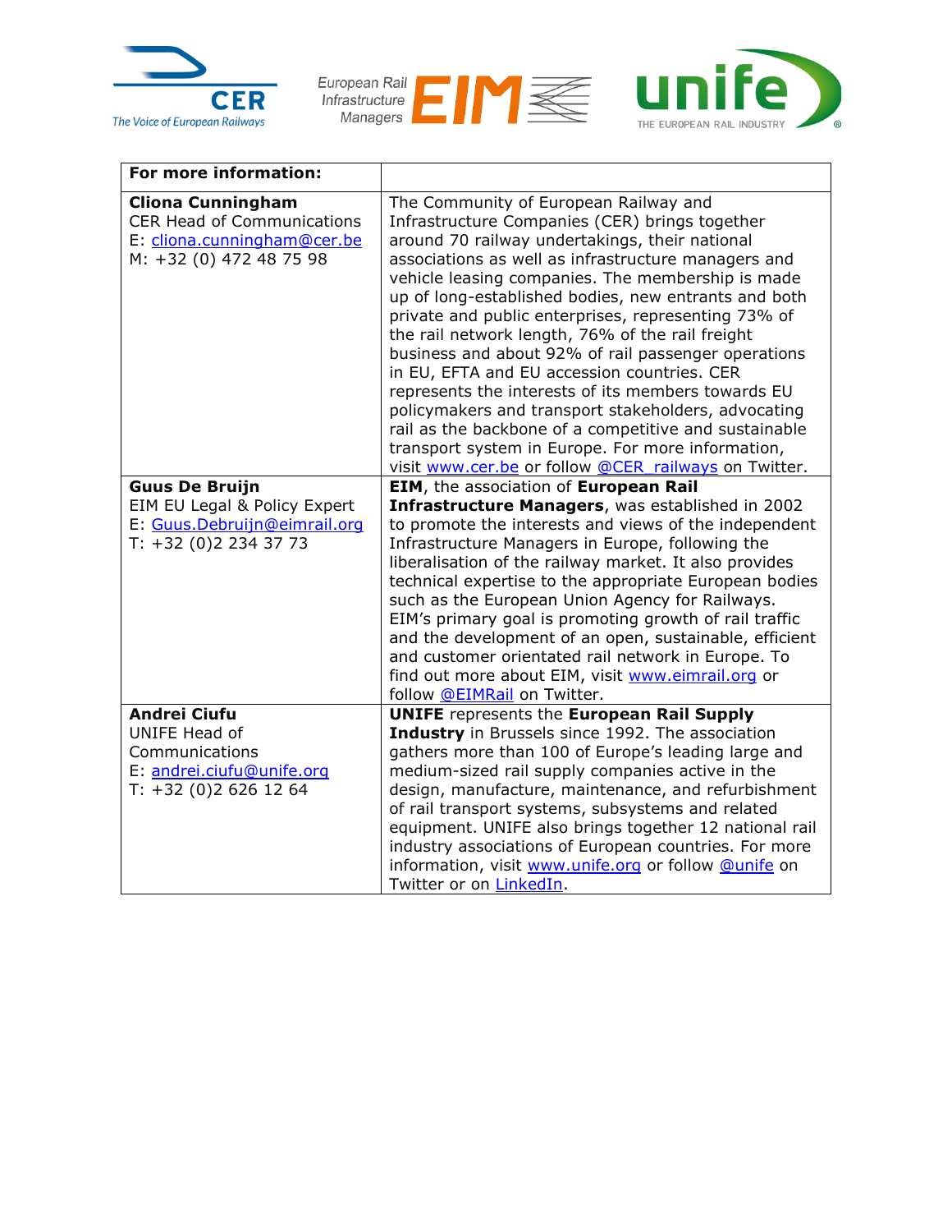| For more information: | |
|---|---|
| **Cliona Cunningham**<br>CER Head of Communications<br>E: cliona.cunningham@cer.be<br>M: +32 (0) 472 48 75 98 | The Community of European Railway and Infrastructure Companies (CER) brings together around 70 railway undertakings, their national associations as well as infrastructure managers and vehicle leasing companies. The membership is made up of long-established bodies, new entrants and both private and public enterprises, representing 73% of the rail network length, 76% of the rail freight business and about 92% of rail passenger operations in EU, EFTA and EU accession countries. CER represents the interests of its members towards EU policymakers and transport stakeholders, advocating rail as the backbone of a competitive and sustainable transport system in Europe. For more information, visit www.cer.be or follow @CER_railways on Twitter. |
| **Guus De Bruijn**<br>EIM EU Legal & Policy Expert<br>E: Guus.Debruijn@eimrail.org<br>T: +32 (0)2 234 37 73 | **EIM**, the association of **European Rail Infrastructure Managers**, was established in 2002 to promote the interests and views of the independent Infrastructure Managers in Europe, following the liberalisation of the railway market. It also provides technical expertise to the appropriate European bodies such as the European Union Agency for Railways. EIM's primary goal is promoting growth of rail traffic and the development of an open, sustainable, efficient and customer orientated rail network in Europe. To find out more about EIM, visit www.eimrail.org or follow @EIMRail on Twitter. |
| **Andrei Ciufu**<br>UNIFE Head of Communications<br>E: andrei.ciufu@unife.org<br>T: +32 (0)2 626 12 64 | **UNIFE** represents the **European Rail Supply Industry** in Brussels since 1992. The association gathers more than 100 of Europe's leading large and medium-sized rail supply companies active in the design, manufacture, maintenance, and refurbishment of rail transport systems, subsystems and related equipment. UNIFE also brings together 12 national rail industry associations of European countries. For more information, visit www.unife.org or follow @unife on Twitter or on LinkedIn. |